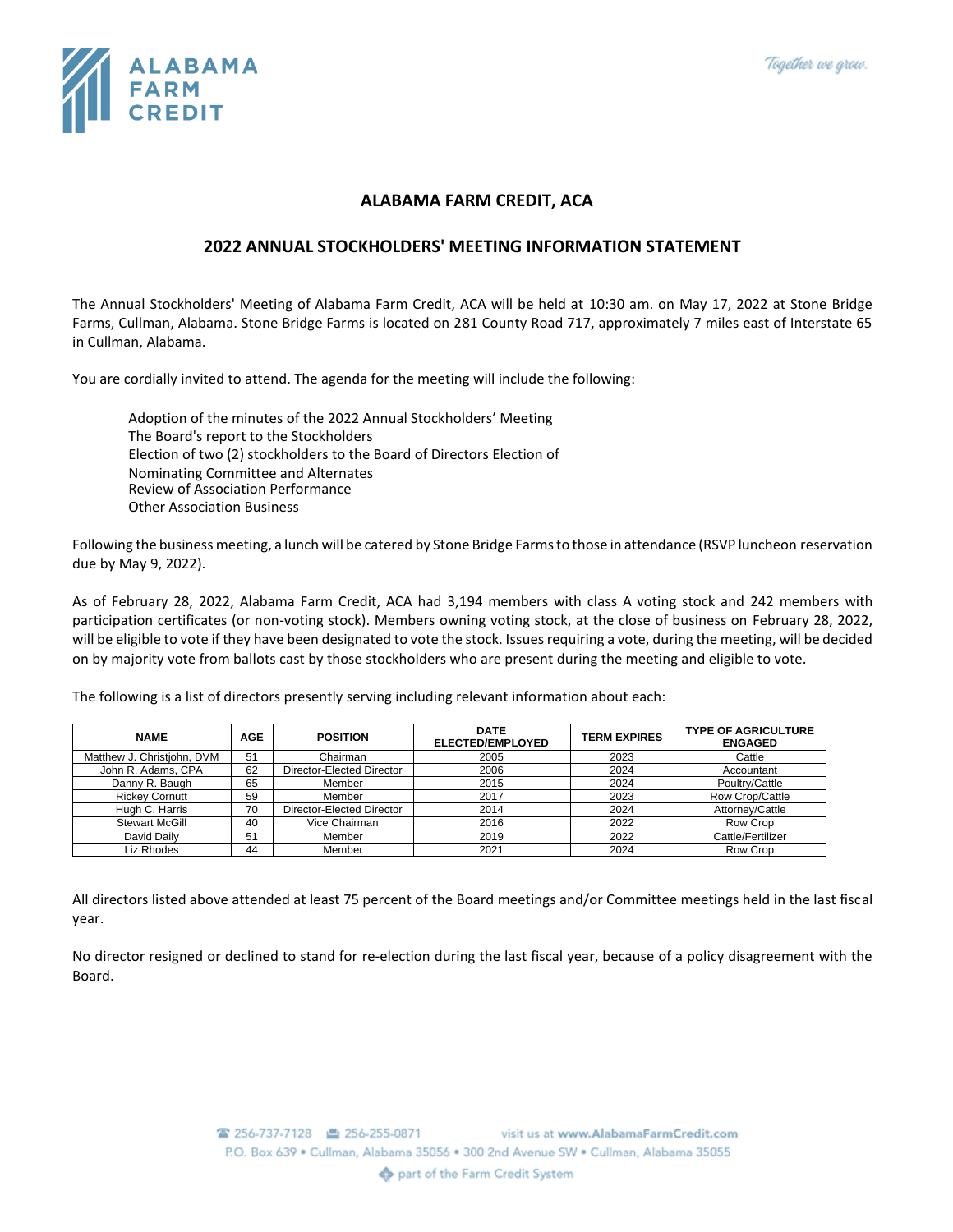# ALABAMA FARM CREDIT, ACA

## 2022 ANNUAL STOCKHOLDERS' MEETING INFORMATION STATEMENT

The Annual Stockholders' Meeting of Alabama Farm Credit, ACA will be held at 10:30 am. on May 17, 2022 at Stone Bridge Farms, Cullman, Alabama. Stone Bridge Farms is located on 281 County Road 717, approximately 7 miles east of Interstate 65 in Cullman, Alabama.

You are cordially invited to attend. The agenda for the meeting will include the following:

Adoption of the minutes of the 2022 Annual Stockholders' Meeting
The Board's report to the Stockholders
Election of two (2) stockholders to the Board of Directors Election of
Nominating Committee and Alternates
Review of Association Performance
Other Association Business

Following the business meeting, a lunch will be catered by Stone Bridge Farms to those in attendance (RSVP luncheon reservation due by May 9, 2022).

As of February 28, 2022, Alabama Farm Credit, ACA had 3,194 members with class A voting stock and 242 members with participation certificates (or non-voting stock). Members owning voting stock, at the close of business on February 28, 2022, will be eligible to vote if they have been designated to vote the stock. Issues requiring a vote, during the meeting, will be decided on by majority vote from ballots cast by those stockholders who are present during the meeting and eligible to vote.

The following is a list of directors presently serving including relevant information about each:

| NAME | AGE | POSITION | DATE ELECTED/EMPLOYED | TERM EXPIRES | TYPE OF AGRICULTURE ENGAGED |
|---|---|---|---|---|---|
| Matthew J. Christjohn, DVM | 51 | Chairman | 2005 | 2023 | Cattle |
| John R. Adams, CPA | 62 | Director-Elected Director | 2006 | 2024 | Accountant |
| Danny R. Baugh | 65 | Member | 2015 | 2024 | Poultry/Cattle |
| Rickey Cornutt | 59 | Member | 2017 | 2023 | Row Crop/Cattle |
| Hugh C. Harris | 70 | Director-Elected Director | 2014 | 2024 | Attorney/Cattle |
| Stewart McGill | 40 | Vice Chairman | 2016 | 2022 | Row Crop |
| David Daily | 51 | Member | 2019 | 2022 | Cattle/Fertilizer |
| Liz Rhodes | 44 | Member | 2021 | 2024 | Row Crop |

All directors listed above attended at least 75 percent of the Board meetings and/or Committee meetings held in the last fiscal year.

No director resigned or declined to stand for re-election during the last fiscal year, because of a policy disagreement with the Board.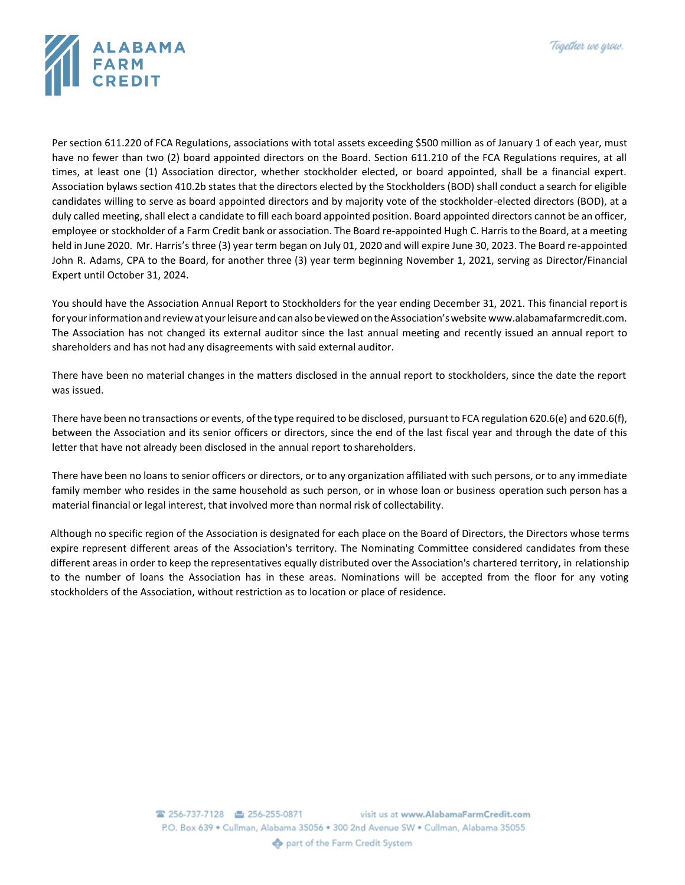Per section 611.220 of FCA Regulations, associations with total assets exceeding $500 million as of January 1 of each year, must have no fewer than two (2) board appointed directors on the Board. Section 611.210 of the FCA Regulations requires, at all times, at least one (1) Association director, whether stockholder elected, or board appointed, shall be a financial expert. Association bylaws section 410.2b states that the directors elected by the Stockholders (BOD) shall conduct a search for eligible candidates willing to serve as board appointed directors and by majority vote of the stockholder-elected directors (BOD), at a duly called meeting, shall elect a candidate to fill each board appointed position. Board appointed directors cannot be an officer, employee or stockholder of a Farm Credit bank or association. The Board re-appointed Hugh C. Harris to the Board, at a meeting held in June 2020. Mr. Harris's three (3) year term began on July 01, 2020 and will expire June 30, 2023. The Board re-appointed John R. Adams, CPA to the Board, for another three (3) year term beginning November 1, 2021, serving as Director/Financial Expert until October 31, 2024.

You should have the Association Annual Report to Stockholders for the year ending December 31, 2021. This financial report is for your information and review at your leisure and can also be viewed on the Association's website www.alabamafarmcredit.com. The Association has not changed its external auditor since the last annual meeting and recently issued an annual report to shareholders and has not had any disagreements with said external auditor.

There have been no material changes in the matters disclosed in the annual report to stockholders, since the date the report was issued.

There have been no transactions or events, of the type required to be disclosed, pursuant to FCA regulation 620.6(e) and 620.6(f), between the Association and its senior officers or directors, since the end of the last fiscal year and through the date of this letter that have not already been disclosed in the annual report to shareholders.

There have been no loans to senior officers or directors, or to any organization affiliated with such persons, or to any immediate family member who resides in the same household as such person, or in whose loan or business operation such person has a material financial or legal interest, that involved more than normal risk of collectability.

Although no specific region of the Association is designated for each place on the Board of Directors, the Directors whose terms expire represent different areas of the Association's territory. The Nominating Committee considered candidates from these different areas in order to keep the representatives equally distributed over the Association's chartered territory, in relationship to the number of loans the Association has in these areas. Nominations will be accepted from the floor for any voting stockholders of the Association, without restriction as to location or place of residence.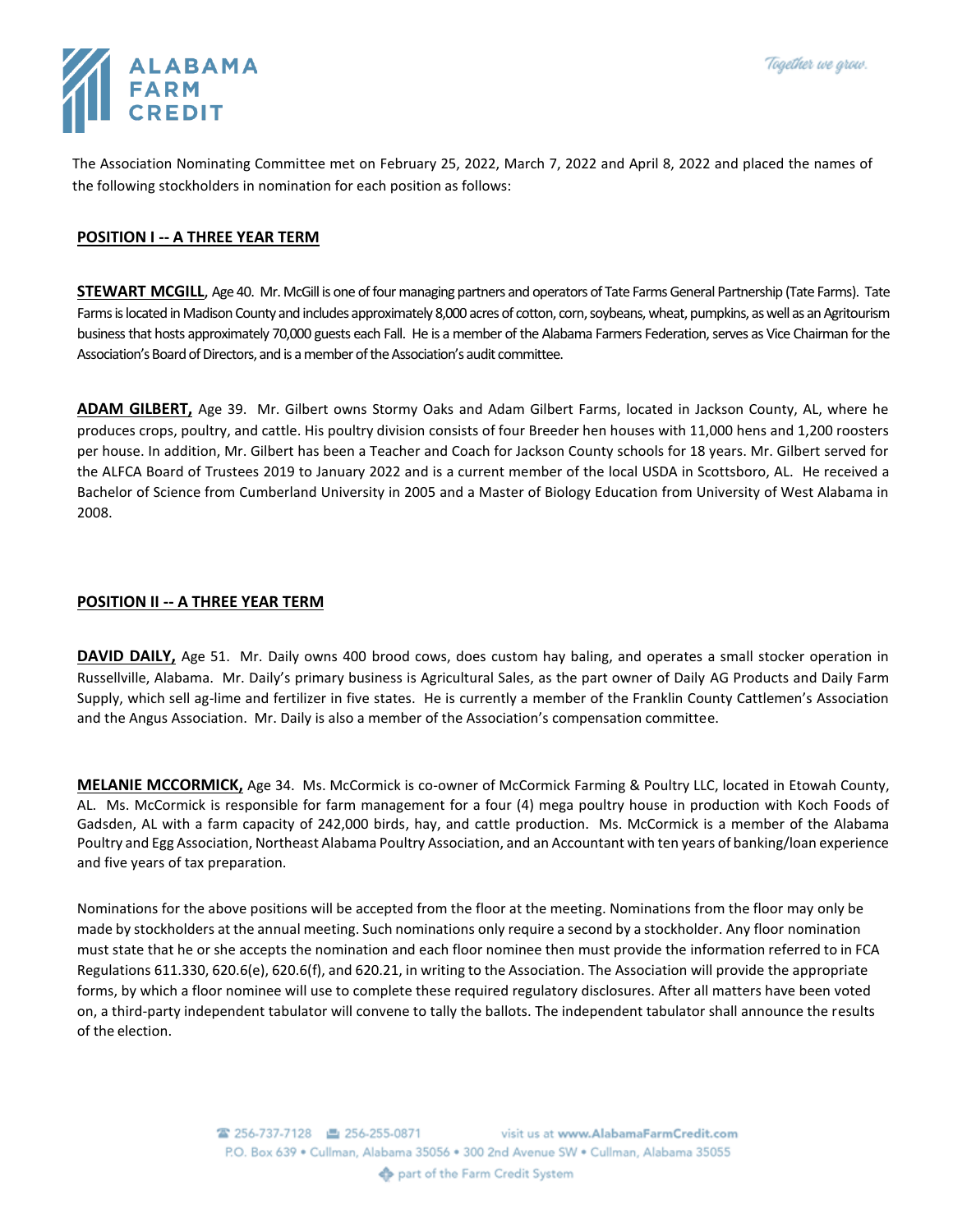The Association Nominating Committee met on February 25, 2022, March 7, 2022 and April 8, 2022 and placed the names of the following stockholders in nomination for each position as follows:

## POSITION I -- A THREE YEAR TERM

**STEWART MCGILL**, Age 40. Mr. McGill is one of four managing partners and operators of Tate Farms General Partnership (Tate Farms). Tate Farms is located in Madison County and includes approximately 8,000 acres of cotton, corn, soybeans, wheat, pumpkins, as well as an Agritourism business that hosts approximately 70,000 guests each Fall. He is a member of the Alabama Farmers Federation, serves as Vice Chairman for the Association's Board of Directors, and is a member of the Association's audit committee.

**ADAM GILBERT,** Age 39. Mr. Gilbert owns Stormy Oaks and Adam Gilbert Farms, located in Jackson County, AL, where he produces crops, poultry, and cattle. His poultry division consists of four Breeder hen houses with 11,000 hens and 1,200 roosters per house. In addition, Mr. Gilbert has been a Teacher and Coach for Jackson County schools for 18 years. Mr. Gilbert served for the ALFCA Board of Trustees 2019 to January 2022 and is a current member of the local USDA in Scottsboro, AL. He received a Bachelor of Science from Cumberland University in 2005 and a Master of Biology Education from University of West Alabama in 2008.

## POSITION II -- A THREE YEAR TERM

**DAVID DAILY,** Age 51. Mr. Daily owns 400 brood cows, does custom hay baling, and operates a small stocker operation in Russellville, Alabama. Mr. Daily's primary business is Agricultural Sales, as the part owner of Daily AG Products and Daily Farm Supply, which sell ag-lime and fertilizer in five states. He is currently a member of the Franklin County Cattlemen's Association and the Angus Association. Mr. Daily is also a member of the Association's compensation committee.

**MELANIE MCCORMICK,** Age 34. Ms. McCormick is co-owner of McCormick Farming & Poultry LLC, located in Etowah County, AL. Ms. McCormick is responsible for farm management for a four (4) mega poultry house in production with Koch Foods of Gadsden, AL with a farm capacity of 242,000 birds, hay, and cattle production. Ms. McCormick is a member of the Alabama Poultry and Egg Association, Northeast Alabama Poultry Association, and an Accountant with ten years of banking/loan experience and five years of tax preparation.

Nominations for the above positions will be accepted from the floor at the meeting. Nominations from the floor may only be made by stockholders at the annual meeting. Such nominations only require a second by a stockholder. Any floor nomination must state that he or she accepts the nomination and each floor nominee then must provide the information referred to in FCA Regulations 611.330, 620.6(e), 620.6(f), and 620.21, in writing to the Association. The Association will provide the appropriate forms, by which a floor nominee will use to complete these required regulatory disclosures. After all matters have been voted on, a third-party independent tabulator will convene to tally the ballots. The independent tabulator shall announce the results of the election.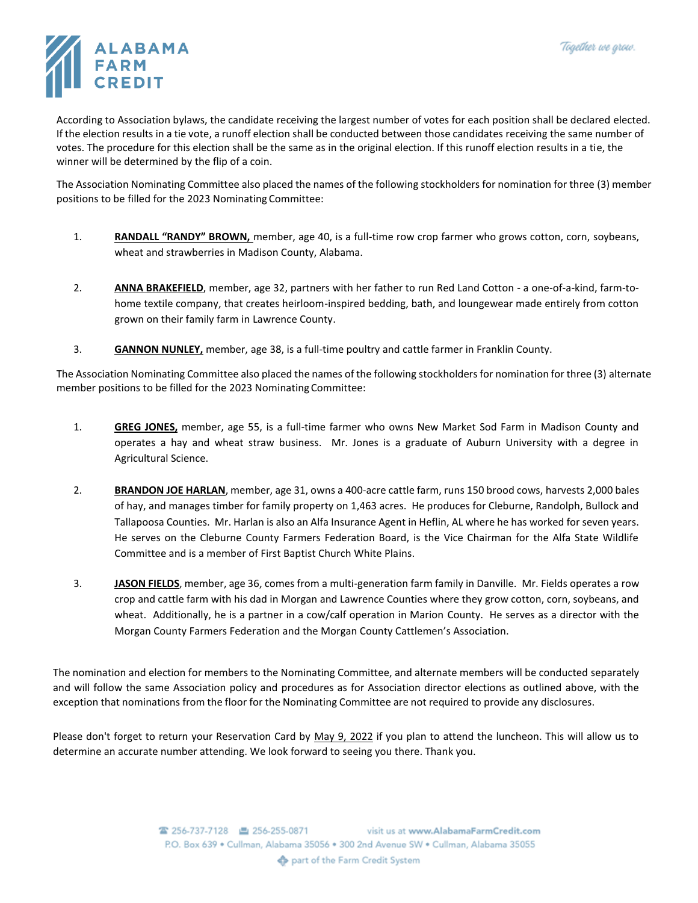According to Association bylaws, the candidate receiving the largest number of votes for each position shall be declared elected. If the election results in a tie vote, a runoff election shall be conducted between those candidates receiving the same number of votes. The procedure for this election shall be the same as in the original election. If this runoff election results in a tie, the winner will be determined by the flip of a coin.

The Association Nominating Committee also placed the names of the following stockholders for nomination for three (3) member positions to be filled for the 2023 Nominating Committee:

1. **RANDALL "RANDY" BROWN,** member, age 40, is a full-time row crop farmer who grows cotton, corn, soybeans, wheat and strawberries in Madison County, Alabama.

2. **ANNA BRAKEFIELD**, member, age 32, partners with her father to run Red Land Cotton - a one-of-a-kind, farm-to-home textile company, that creates heirloom-inspired bedding, bath, and loungewear made entirely from cotton grown on their family farm in Lawrence County.

3. **GANNON NUNLEY,** member, age 38, is a full-time poultry and cattle farmer in Franklin County.

The Association Nominating Committee also placed the names of the following stockholders for nomination for three (3) alternate member positions to be filled for the 2023 Nominating Committee:

1. **GREG JONES,** member, age 55, is a full-time farmer who owns New Market Sod Farm in Madison County and operates a hay and wheat straw business. Mr. Jones is a graduate of Auburn University with a degree in Agricultural Science.

2. **BRANDON JOE HARLAN**, member, age 31, owns a 400-acre cattle farm, runs 150 brood cows, harvests 2,000 bales of hay, and manages timber for family property on 1,463 acres. He produces for Cleburne, Randolph, Bullock and Tallapoosa Counties. Mr. Harlan is also an Alfa Insurance Agent in Heflin, AL where he has worked for seven years. He serves on the Cleburne County Farmers Federation Board, is the Vice Chairman for the Alfa State Wildlife Committee and is a member of First Baptist Church White Plains.

3. **JASON FIELDS**, member, age 36, comes from a multi-generation farm family in Danville. Mr. Fields operates a row crop and cattle farm with his dad in Morgan and Lawrence Counties where they grow cotton, corn, soybeans, and wheat. Additionally, he is a partner in a cow/calf operation in Marion County. He serves as a director with the Morgan County Farmers Federation and the Morgan County Cattlemen's Association.

The nomination and election for members to the Nominating Committee, and alternate members will be conducted separately and will follow the same Association policy and procedures as for Association director elections as outlined above, with the exception that nominations from the floor for the Nominating Committee are not required to provide any disclosures.

Please don't forget to return your Reservation Card by May 9, 2022 if you plan to attend the luncheon. This will allow us to determine an accurate number attending. We look forward to seeing you there. Thank you.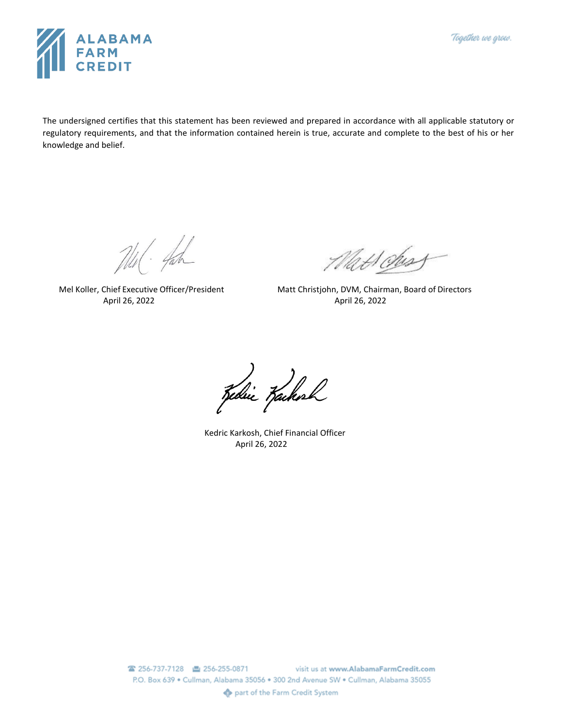The undersigned certifies that this statement has been reviewed and prepared in accordance with all applicable statutory or regulatory requirements, and that the information contained herein is true, accurate and complete to the best of his or her knowledge and belief.

Mel Koller, Chief Executive Officer/President
April 26, 2022

Matt Christjohn, DVM, Chairman, Board of Directors
April 26, 2022

Kedric Karkosh, Chief Financial Officer
April 26, 2022